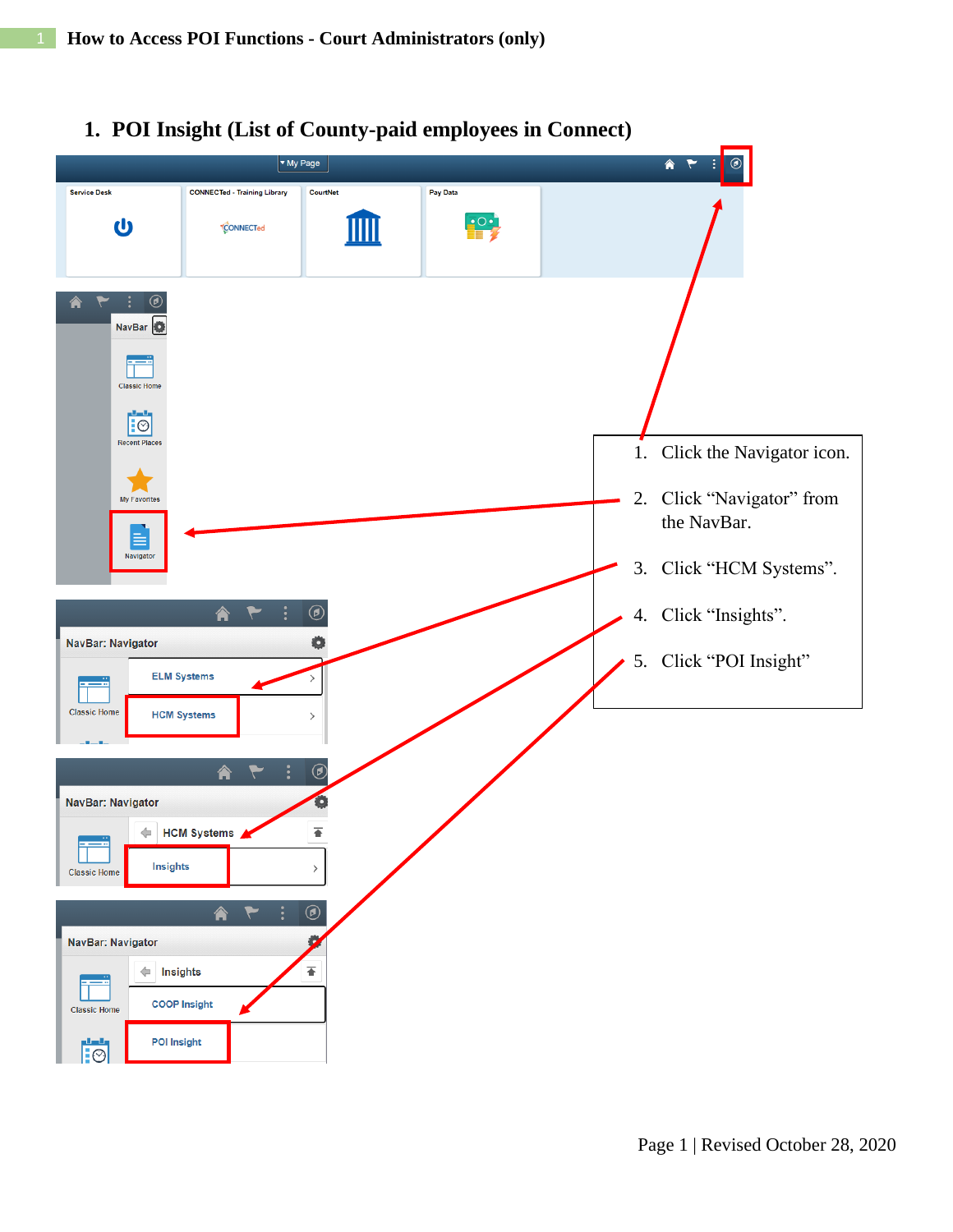# 1 How to Access POI Functions - Court Administrators (only)

## 1. POI Insight (List of County-paid employees in Connect)

1. Click the Navigator icon.
2. Click "Navigator" from the NavBar.
3. Click "HCM Systems".
4. Click "Insights".
5. Click "POI Insight"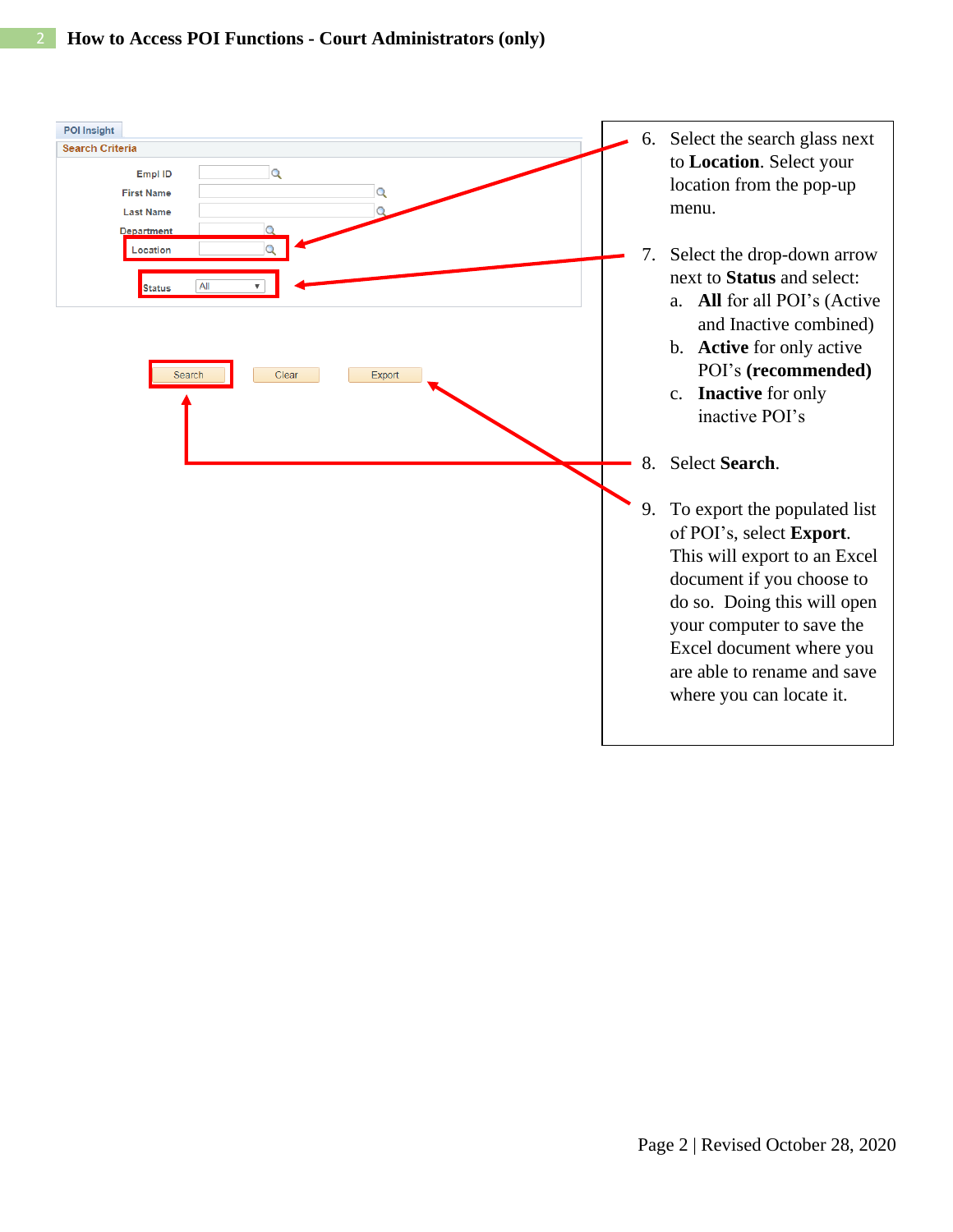## How to Access POI Functions - Court Administrators (only)

POI Insight

Search Criteria

Empl ID

First Name

Last Name

Department

Location

Status All

Search Clear Export

6. Select the search glass next to **Location**. Select your location from the pop-up menu.
7. Select the drop-down arrow next to **Status** and select:
   a. **All** for all POI's (Active and Inactive combined)
   b. **Active** for only active POI's **(recommended)**
   c. **Inactive** for only inactive POI's
8. Select **Search**.
9. To export the populated list of POI's, select **Export**. This will export to an Excel document if you choose to do so. Doing this will open your computer to save the Excel document where you are able to rename and save where you can locate it.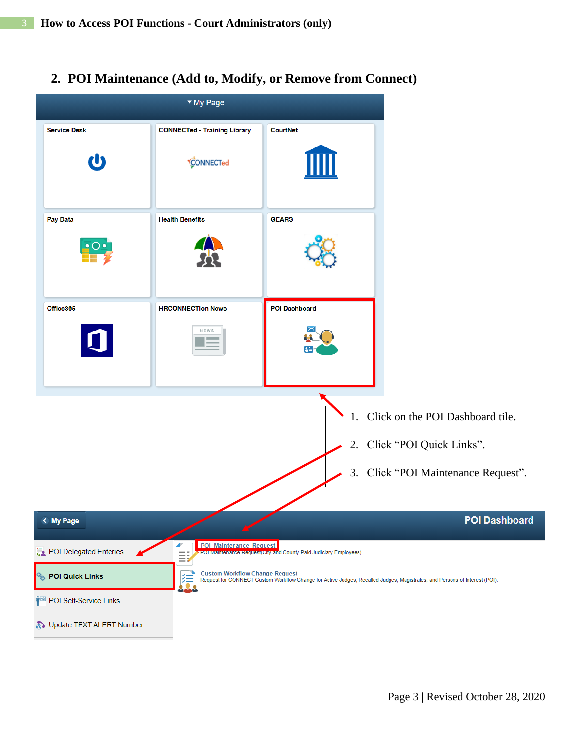## 2. POI Maintenance (Add to, Modify, or Remove from Connect)

My Page

| Service Desk | CONNECTed - Training Library | CourtNet |
| --- | --- | --- |
| Pay Data | Health Benefits | GEARS |
| Office365 | HRCONNECTion News | POI Dashboard |

1. Click on the POI Dashboard tile.
2. Click "POI Quick Links".
3. Click "POI Maintenance Request".

My Page — POI Dashboard

- POI Delegated Enteries
- POI Quick Links
- POI Self-Service Links
- Update TEXT ALERT Number

**POI Maintenance Request**
POI Maintenance Request(City and County Paid Judiciary Employees)

**Custom Workflow Change Request**
Request for CONNECT Custom Workflow Change for Active Judges, Recalled Judges, Magistrates, and Persons of Interest (POI).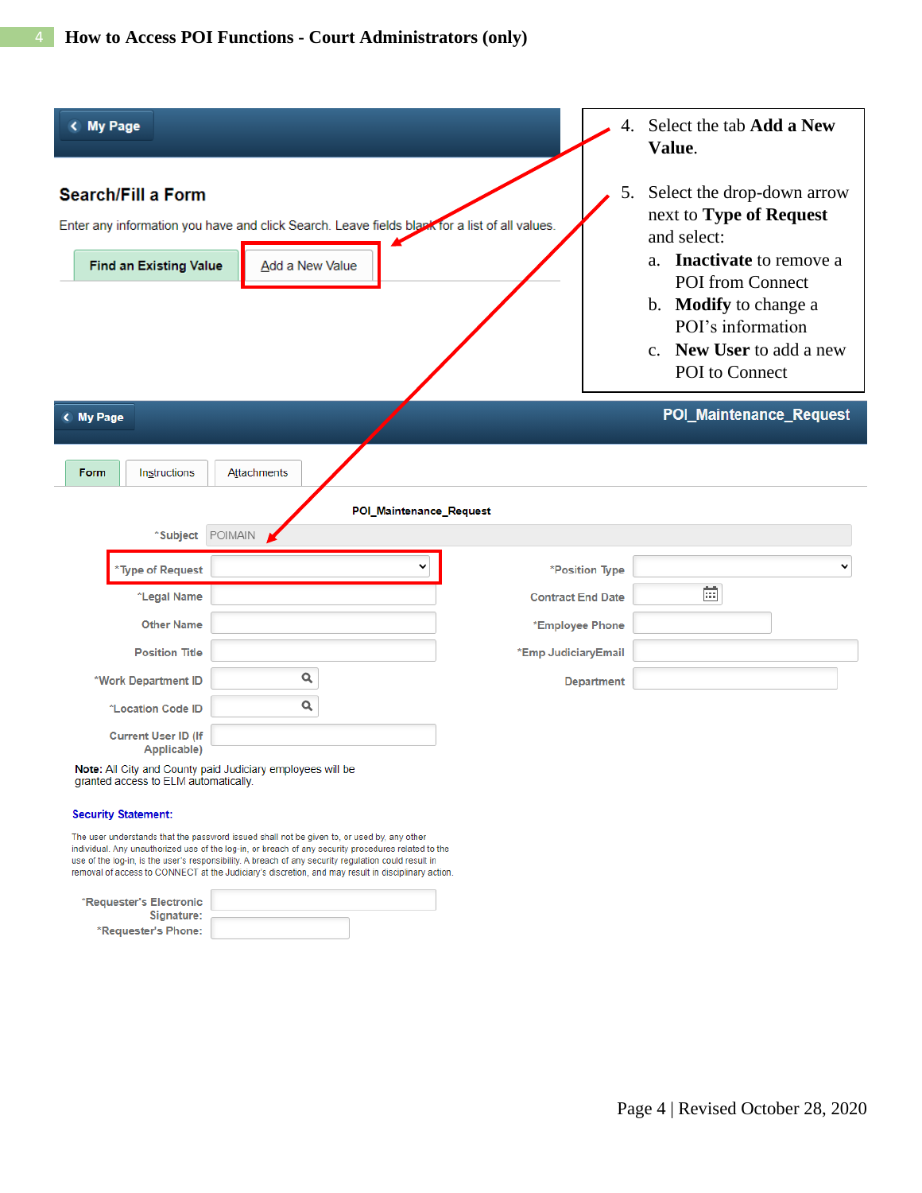## 4 How to Access POI Functions - Court Administrators (only)

My Page

**Search/Fill a Form**

Enter any information you have and click Search. Leave fields blank for a list of all values.

Find an Existing Value | Add a New Value

4. Select the tab **Add a New Value**.

5. Select the drop-down arrow next to **Type of Request** and select:
   a. **Inactivate** to remove a POI from Connect
   b. **Modify** to change a POI's information
   c. **New User** to add a new POI to Connect

My Page — **POI_Maintenance_Request**

Form | Instructions | Attachments

**POI_Maintenance_Request**

*Subject: POIMAIN

*Type of Request

*Legal Name

Other Name

Position Title

*Work Department ID

*Location Code ID

Current User ID (If Applicable)

*Position Type

Contract End Date

*Employee Phone

*Emp JudiciaryEmail

Department

**Note:** All City and County paid Judiciary employees will be granted access to ELM automatically.

**Security Statement:**

The user understands that the password issued shall not be given to, or used by, any other individual. Any unauthorized use of the log-in, or breach of any security procedures related to the use of the log-in, is the user's responsibility. A breach of any security regulation could result in removal of access to CONNECT at the Judiciary's discretion, and may result in disciplinary action.

*Requester's Electronic Signature:

*Requester's Phone: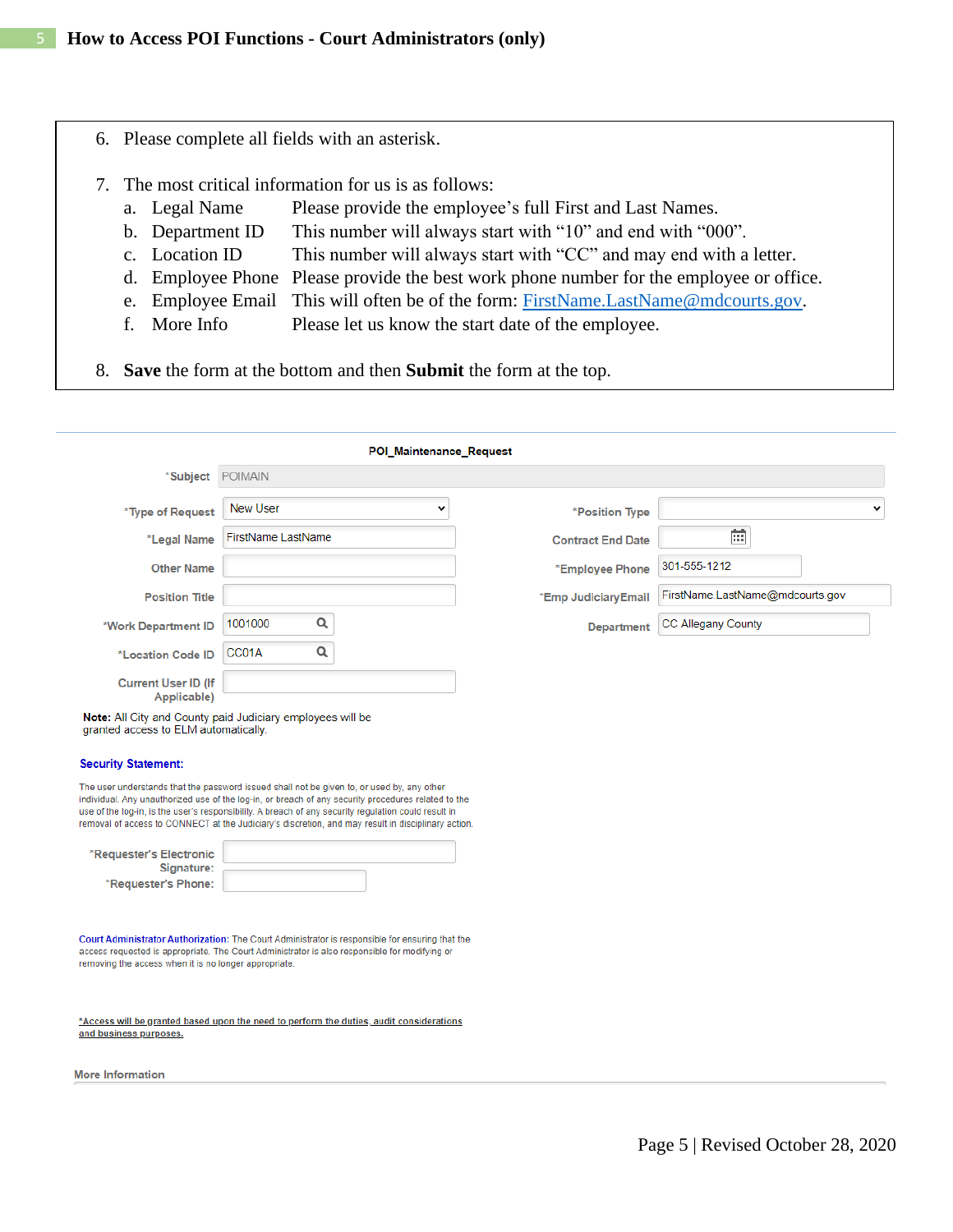## How to Access POI Functions - Court Administrators (only)

6. Please complete all fields with an asterisk.

7. The most critical information for us is as follows:
   a. Legal Name — Please provide the employee's full First and Last Names.
   b. Department ID — This number will always start with "10" and end with "000".
   c. Location ID — This number will always start with "CC" and may end with a letter.
   d. Employee Phone — Please provide the best work phone number for the employee or office.
   e. Employee Email — This will often be of the form: FirstName.LastName@mdcourts.gov.
   f. More Info — Please let us know the start date of the employee.

8. **Save** the form at the bottom and then **Submit** the form at the top.

**POI_Maintenance_Request**

*Subject: POIMAIN

*Type of Request: New User

*Legal Name: FirstName LastName

Other Name:

Position Title:

*Work Department ID: 1001000

*Location Code ID: CC01A

Current User ID (If Applicable):

*Position Type:

Contract End Date:

*Employee Phone: 301-555-1212

*Emp JudiciaryEmail: FirstName.LastName@mdcourts.gov

Department: CC Allegany County

**Note:** All City and County paid Judiciary employees will be granted access to ELM automatically.

**Security Statement:**

The user understands that the password issued shall not be given to, or used by, any other individual. Any unauthorized use of the log-in, or breach of any security procedures related to the use of the log-in, is the user's responsibility. A breach of any security regulation could result in removal of access to CONNECT at the Judiciary's discretion, and may result in disciplinary action.

*Requester's Electronic Signature:

*Requester's Phone:

**Court Administrator Authorization:** The Court Administrator is responsible for ensuring that the access requested is appropriate. The Court Administrator is also responsible for modifying or removing the access when it is no longer appropriate.

*Access will be granted based upon the need to perform the duties, audit considerations and business purposes.

More Information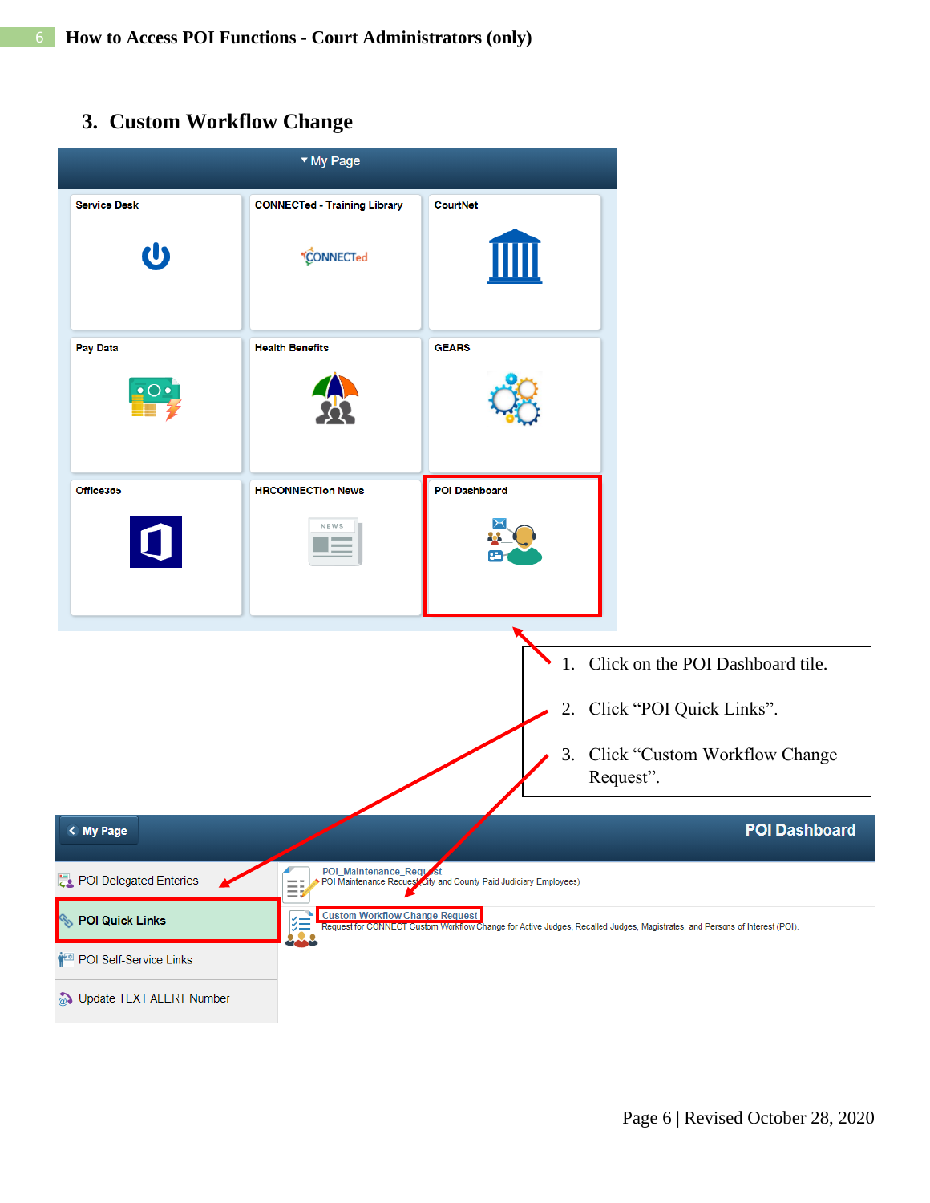## 3. Custom Workflow Change

▾ My Page

| Service Desk | CONNECTed - Training Library | CourtNet |
|---|---|---|
| Pay Data | Health Benefits | GEARS |
| Office365 | HRCONNECTion News | POI Dashboard |

1. Click on the POI Dashboard tile.
2. Click "POI Quick Links".
3. Click "Custom Workflow Change Request".

‹ My Page — **POI Dashboard**

- POI Delegated Enteries
- **POI Quick Links**
- POI Self-Service Links
- Update TEXT ALERT Number

POI_Maintenance_Request
POI Maintenance Request (City and County Paid Judiciary Employees)

Custom Workflow Change Request
Request for CONNECT Custom Workflow Change for Active Judges, Recalled Judges, Magistrates, and Persons of Interest (POI).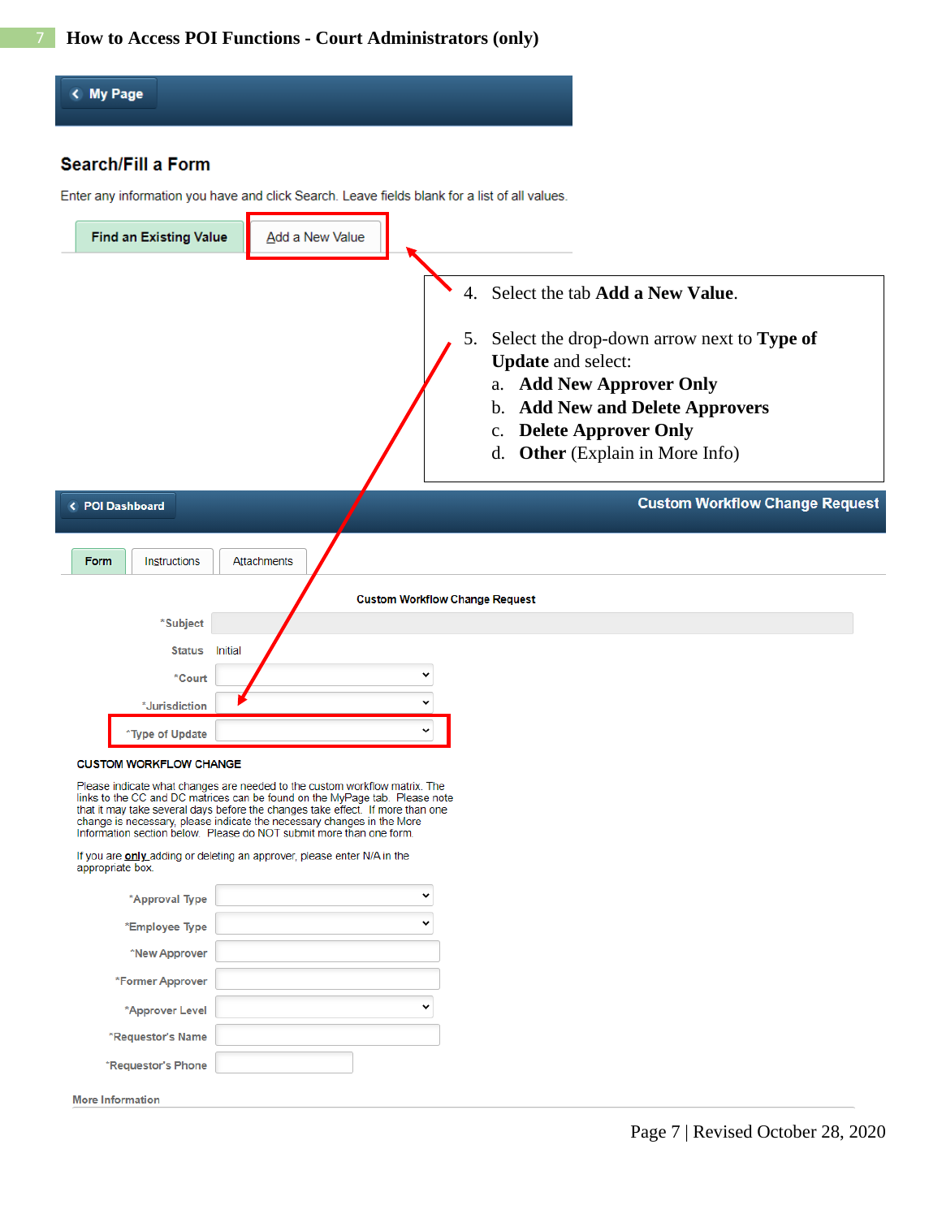# 7 How to Access POI Functions - Court Administrators (only)

My Page

## Search/Fill a Form

Enter any information you have and click Search. Leave fields blank for a list of all values.

Find an Existing Value | Add a New Value

4. Select the tab **Add a New Value**.

5. Select the drop-down arrow next to **Type of Update** and select:
   a. **Add New Approver Only**
   b. **Add New and Delete Approvers**
   c. **Delete Approver Only**
   d. **Other** (Explain in More Info)

POI Dashboard — **Custom Workflow Change Request**

Form | Instructions | Attachments

**Custom Workflow Change Request**

*Subject

Status Initial

*Court

*Jurisdiction

*Type of Update

**CUSTOM WORKFLOW CHANGE**

Please indicate what changes are needed to the custom workflow matrix. The links to the CC and DC matrices can be found on the MyPage tab. Please note that it may take several days before the changes take effect. If more than one change is necessary, please indicate the necessary changes in the More Information section below. Please do NOT submit more than one form.

If you are **only** adding or deleting an approver, please enter N/A in the appropriate box.

*Approval Type

*Employee Type

*New Approver

*Former Approver

*Approver Level

*Requestor's Name

*Requestor's Phone

More Information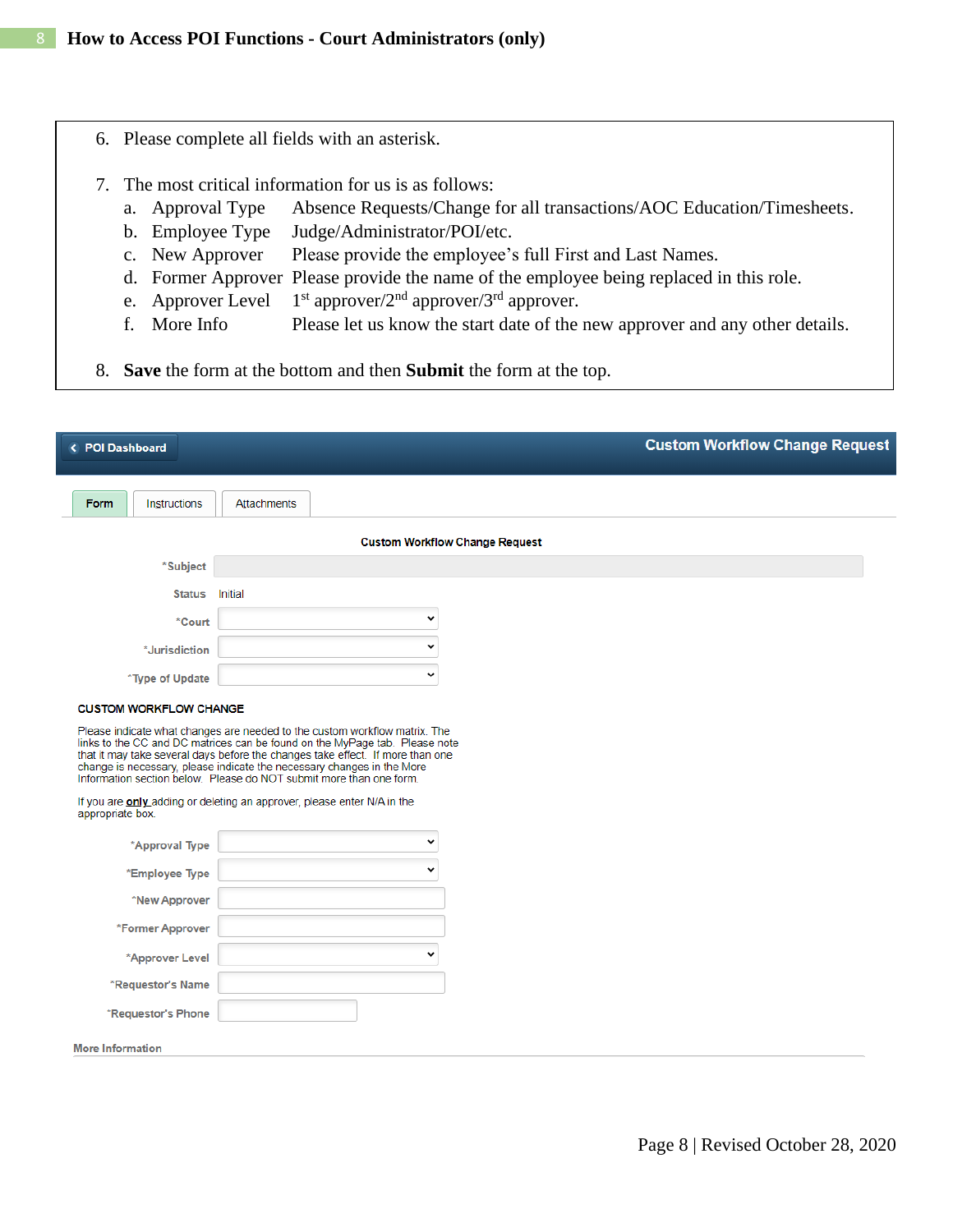6. Please complete all fields with an asterisk.

7. The most critical information for us is as follows:
   a. Approval Type — Absence Requests/Change for all transactions/AOC Education/Timesheets.
   b. Employee Type — Judge/Administrator/POI/etc.
   c. New Approver — Please provide the employee's full First and Last Names.
   d. Former Approver — Please provide the name of the employee being replaced in this role.
   e. Approver Level — 1st approver/2nd approver/3rd approver.
   f. More Info — Please let us know the start date of the new approver and any other details.

8. **Save** the form at the bottom and then **Submit** the form at the top.

POI Dashboard

**Custom Workflow Change Request**

Form | Instructions | Attachments

Custom Workflow Change Request

*Subject

Status Initial

*Court

*Jurisdiction

*Type of Update

CUSTOM WORKFLOW CHANGE

Please indicate what changes are needed to the custom workflow matrix. The links to the CC and DC matrices can be found on the MyPage tab. Please note that it may take several days before the changes take effect. If more than one change is necessary, please indicate the necessary changes in the More Information section below. Please do NOT submit more than one form.

If you are **only** adding or deleting an approver, please enter N/A in the appropriate box.

*Approval Type

*Employee Type

*New Approver

*Former Approver

*Approver Level

*Requestor's Name

*Requestor's Phone

More Information